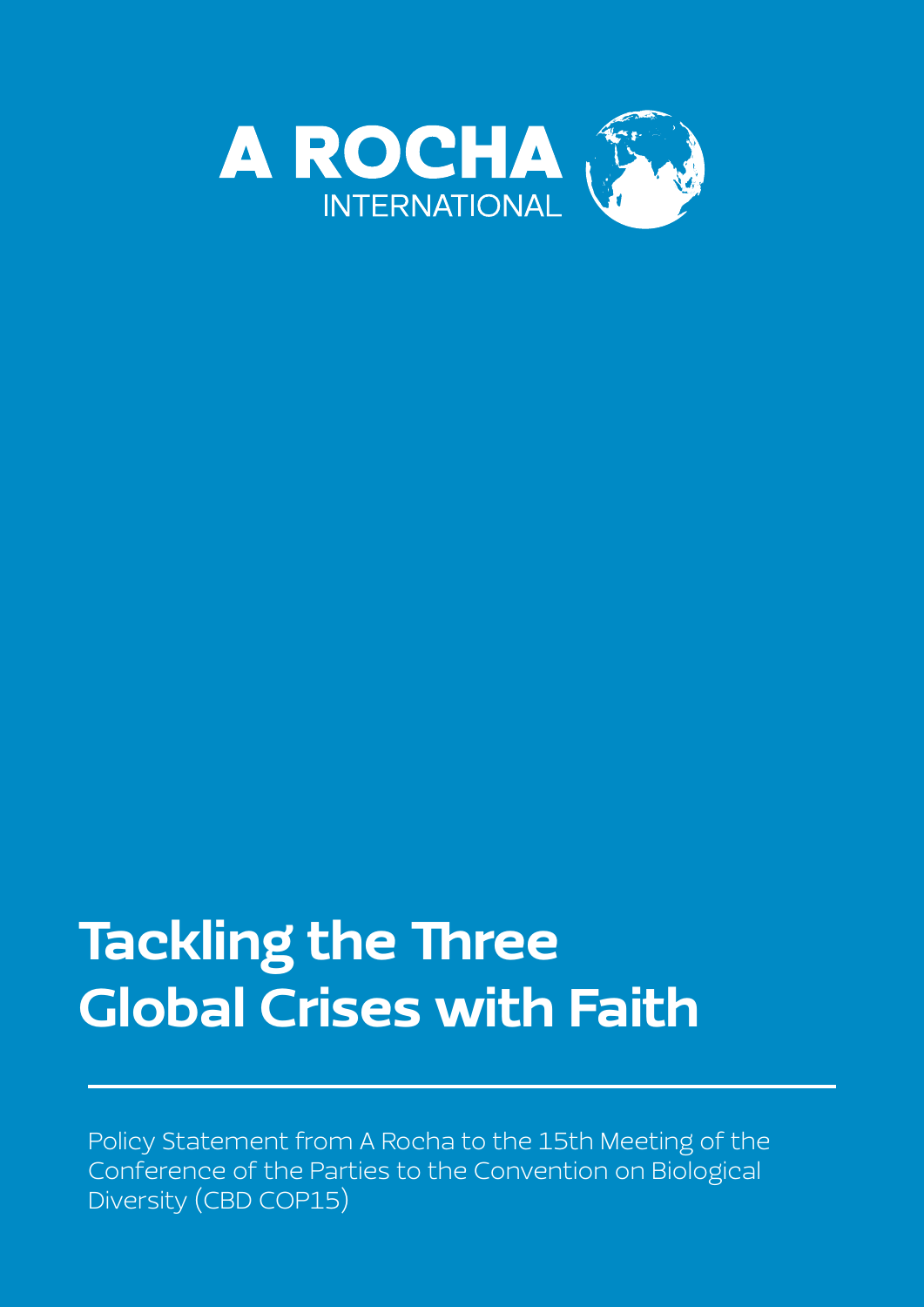A ROCHA
INTERNATIONAL

# Tackling the Three Global Crises with Faith

Policy Statement from A Rocha to the 15th Meeting of the Conference of the Parties to the Convention on Biological Diversity (CBD COP15)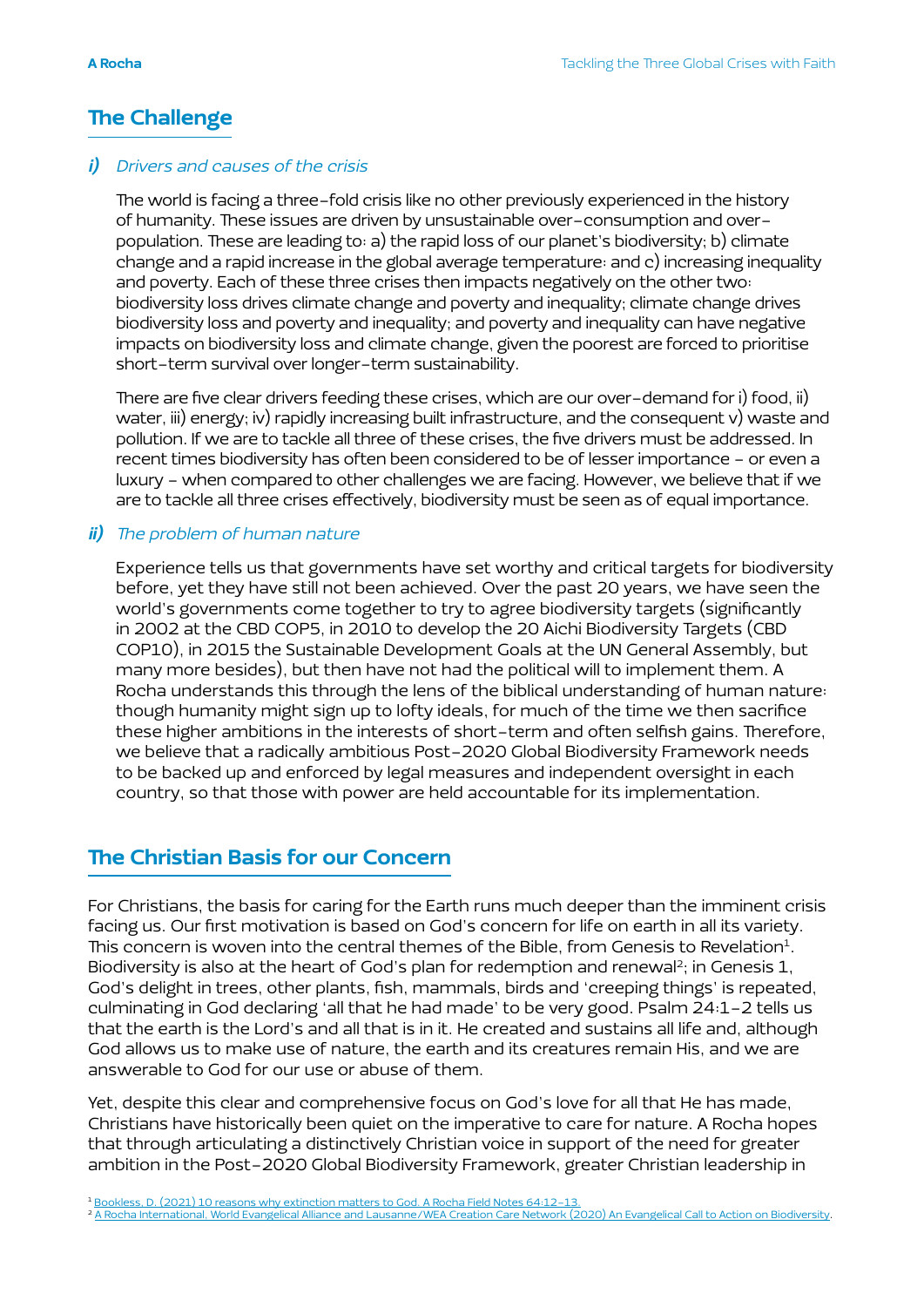## The Challenge

### *i) Drivers and causes of the crisis*

The world is facing a three-fold crisis like no other previously experienced in the history of humanity. These issues are driven by unsustainable over-consumption and over-population. These are leading to: a) the rapid loss of our planet's biodiversity; b) climate change and a rapid increase in the global average temperature: and c) increasing inequality and poverty. Each of these three crises then impacts negatively on the other two: biodiversity loss drives climate change and poverty and inequality; climate change drives biodiversity loss and poverty and inequality; and poverty and inequality can have negative impacts on biodiversity loss and climate change, given the poorest are forced to prioritise short-term survival over longer-term sustainability.

There are five clear drivers feeding these crises, which are our over-demand for i) food, ii) water, iii) energy; iv) rapidly increasing built infrastructure, and the consequent v) waste and pollution. If we are to tackle all three of these crises, the five drivers must be addressed. In recent times biodiversity has often been considered to be of lesser importance – or even a luxury – when compared to other challenges we are facing. However, we believe that if we are to tackle all three crises effectively, biodiversity must be seen as of equal importance.

### *ii) The problem of human nature*

Experience tells us that governments have set worthy and critical targets for biodiversity before, yet they have still not been achieved. Over the past 20 years, we have seen the world's governments come together to try to agree biodiversity targets (significantly in 2002 at the CBD COP5, in 2010 to develop the 20 Aichi Biodiversity Targets (CBD COP10), in 2015 the Sustainable Development Goals at the UN General Assembly, but many more besides), but then have not had the political will to implement them. A Rocha understands this through the lens of the biblical understanding of human nature: though humanity might sign up to lofty ideals, for much of the time we then sacrifice these higher ambitions in the interests of short-term and often selfish gains. Therefore, we believe that a radically ambitious Post-2020 Global Biodiversity Framework needs to be backed up and enforced by legal measures and independent oversight in each country, so that those with power are held accountable for its implementation.

## The Christian Basis for our Concern

For Christians, the basis for caring for the Earth runs much deeper than the imminent crisis facing us. Our first motivation is based on God's concern for life on earth in all its variety. This concern is woven into the central themes of the Bible, from Genesis to Revelation[1]. Biodiversity is also at the heart of God's plan for redemption and renewal[2]; in Genesis 1, God's delight in trees, other plants, fish, mammals, birds and 'creeping things' is repeated, culminating in God declaring 'all that he had made' to be very good. Psalm 24:1-2 tells us that the earth is the Lord's and all that is in it. He created and sustains all life and, although God allows us to make use of nature, the earth and its creatures remain His, and we are answerable to God for our use or abuse of them.

Yet, despite this clear and comprehensive focus on God's love for all that He has made, Christians have historically been quiet on the imperative to care for nature. A Rocha hopes that through articulating a distinctively Christian voice in support of the need for greater ambition in the Post-2020 Global Biodiversity Framework, greater Christian leadership in

[1] Bookless, D. (2021) 10 reasons why extinction matters to God. A Rocha Field Notes 64:12-13.
[2] A Rocha International, World Evangelical Alliance and Lausanne/WEA Creation Care Network (2020) An Evangelical Call to Action on Biodiversity.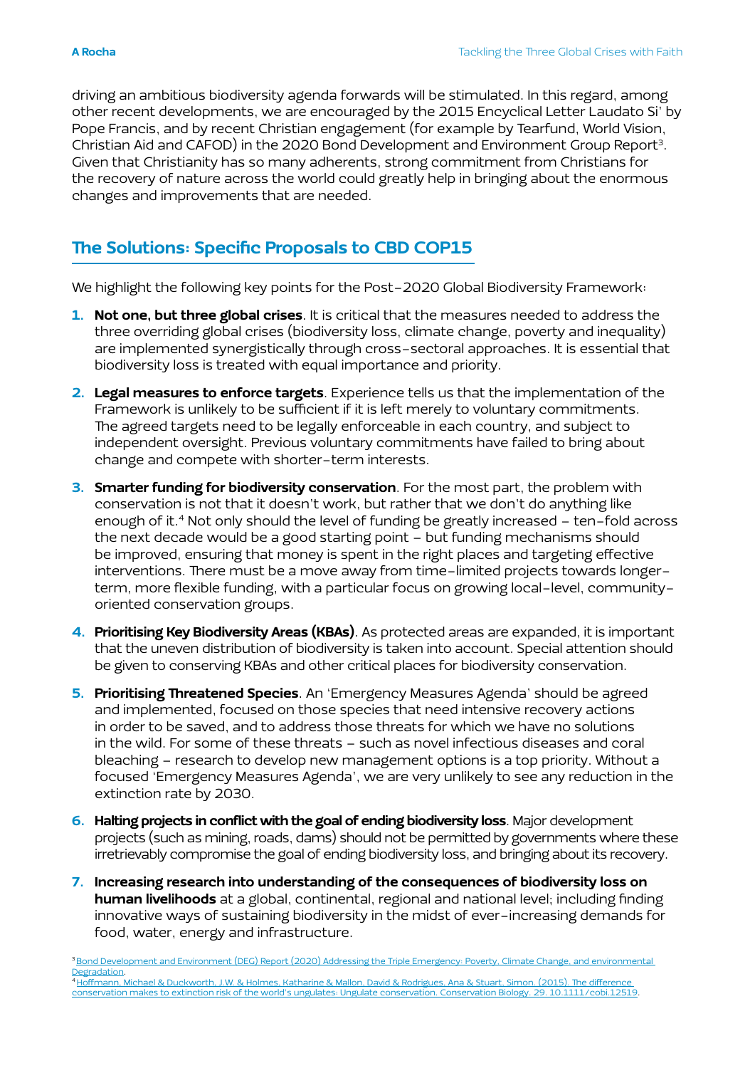driving an ambitious biodiversity agenda forwards will be stimulated. In this regard, among other recent developments, we are encouraged by the 2015 Encyclical Letter Laudato Si' by Pope Francis, and by recent Christian engagement (for example by Tearfund, World Vision, Christian Aid and CAFOD) in the 2020 Bond Development and Environment Group Report[3]. Given that Christianity has so many adherents, strong commitment from Christians for the recovery of nature across the world could greatly help in bringing about the enormous changes and improvements that are needed.

## The Solutions: Specific Proposals to CBD COP15

We highlight the following key points for the Post-2020 Global Biodiversity Framework:

1. **Not one, but three global crises**. It is critical that the measures needed to address the three overriding global crises (biodiversity loss, climate change, poverty and inequality) are implemented synergistically through cross-sectoral approaches. It is essential that biodiversity loss is treated with equal importance and priority.

2. **Legal measures to enforce targets**. Experience tells us that the implementation of the Framework is unlikely to be sufficient if it is left merely to voluntary commitments. The agreed targets need to be legally enforceable in each country, and subject to independent oversight. Previous voluntary commitments have failed to bring about change and compete with shorter-term interests.

3. **Smarter funding for biodiversity conservation**. For the most part, the problem with conservation is not that it doesn't work, but rather that we don't do anything like enough of it.[4] Not only should the level of funding be greatly increased – ten-fold across the next decade would be a good starting point – but funding mechanisms should be improved, ensuring that money is spent in the right places and targeting effective interventions. There must be a move away from time-limited projects towards longer-term, more flexible funding, with a particular focus on growing local-level, community-oriented conservation groups.

4. **Prioritising Key Biodiversity Areas (KBAs)**. As protected areas are expanded, it is important that the uneven distribution of biodiversity is taken into account. Special attention should be given to conserving KBAs and other critical places for biodiversity conservation.

5. **Prioritising Threatened Species**. An 'Emergency Measures Agenda' should be agreed and implemented, focused on those species that need intensive recovery actions in order to be saved, and to address those threats for which we have no solutions in the wild. For some of these threats – such as novel infectious diseases and coral bleaching – research to develop new management options is a top priority. Without a focused 'Emergency Measures Agenda', we are very unlikely to see any reduction in the extinction rate by 2030.

6. **Halting projects in conflict with the goal of ending biodiversity loss**. Major development projects (such as mining, roads, dams) should not be permitted by governments where these irretrievably compromise the goal of ending biodiversity loss, and bringing about its recovery.

7. **Increasing research into understanding of the consequences of biodiversity loss on human livelihoods** at a global, continental, regional and national level; including finding innovative ways of sustaining biodiversity in the midst of ever-increasing demands for food, water, energy and infrastructure.

[3] Bond Development and Environment (DEG) Report (2020) Addressing the Triple Emergency: Poverty, Climate Change, and environmental Degradation.

[4] Hoffmann, Michael & Duckworth, J.W. & Holmes, Katharine & Mallon, David & Rodrigues, Ana & Stuart, Simon. (2015). The difference conservation makes to extinction risk of the world's ungulates: Ungulate conservation. Conservation Biology. 29. 10.1111/cobi.12519.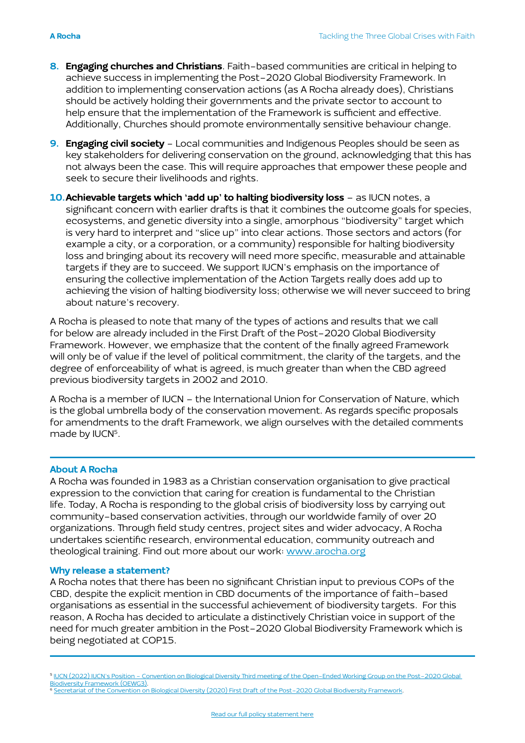8. **Engaging churches and Christians**. Faith-based communities are critical in helping to achieve success in implementing the Post-2020 Global Biodiversity Framework. In addition to implementing conservation actions (as A Rocha already does), Christians should be actively holding their governments and the private sector to account to help ensure that the implementation of the Framework is sufficient and effective. Additionally, Churches should promote environmentally sensitive behaviour change.

9. **Engaging civil society** – Local communities and Indigenous Peoples should be seen as key stakeholders for delivering conservation on the ground, acknowledging that this has not always been the case. This will require approaches that empower these people and seek to secure their livelihoods and rights.

10. **Achievable targets which 'add up' to halting biodiversity loss** – as IUCN notes, a significant concern with earlier drafts is that it combines the outcome goals for species, ecosystems, and genetic diversity into a single, amorphous "biodiversity" target which is very hard to interpret and "slice up" into clear actions. Those sectors and actors (for example a city, or a corporation, or a community) responsible for halting biodiversity loss and bringing about its recovery will need more specific, measurable and attainable targets if they are to succeed. We support IUCN's emphasis on the importance of ensuring the collective implementation of the Action Targets really does add up to achieving the vision of halting biodiversity loss; otherwise we will never succeed to bring about nature's recovery.

A Rocha is pleased to note that many of the types of actions and results that we call for below are already included in the First Draft of the Post-2020 Global Biodiversity Framework. However, we emphasize that the content of the finally agreed Framework will only be of value if the level of political commitment, the clarity of the targets, and the degree of enforceability of what is agreed, is much greater than when the CBD agreed previous biodiversity targets in 2002 and 2010.

A Rocha is a member of IUCN – the International Union for Conservation of Nature, which is the global umbrella body of the conservation movement. As regards specific proposals for amendments to the draft Framework, we align ourselves with the detailed comments made by IUCN[5].

---

### About A Rocha

A Rocha was founded in 1983 as a Christian conservation organisation to give practical expression to the conviction that caring for creation is fundamental to the Christian life. Today, A Rocha is responding to the global crisis of biodiversity loss by carrying out community-based conservation activities, through our worldwide family of over 20 organizations. Through field study centres, project sites and wider advocacy, A Rocha undertakes scientific research, environmental education, community outreach and theological training. Find out more about our work: www.arocha.org

### Why release a statement?

A Rocha notes that there has been no significant Christian input to previous COPs of the CBD, despite the explicit mention in CBD documents of the importance of faith-based organisations as essential in the successful achievement of biodiversity targets. For this reason, A Rocha has decided to articulate a distinctively Christian voice in support of the need for much greater ambition in the Post-2020 Global Biodiversity Framework which is being negotiated at COP15.

---

[5] IUCN (2022) IUCN's Position – Convention on Biological Diversity Third meeting of the Open-Ended Working Group on the Post-2020 Global Biodiversity Framework (OEWG3).

[6] Secretariat of the Convention on Biological Diversity (2020) First Draft of the Post-2020 Global Biodiversity Framework.

Read our full policy statement here